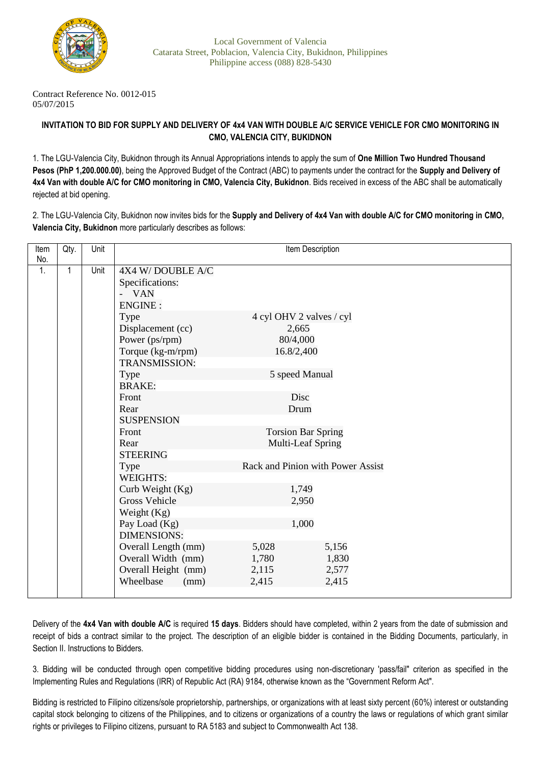Local Government of Valencia
Catarata Street, Poblacion, Valencia City, Bukidnon, Philippines
Philippine access (088) 828-5430

Contract Reference No. 0012-015
05/07/2015

**INVITATION TO BID FOR SUPPLY AND DELIVERY OF 4x4 VAN WITH DOUBLE A/C SERVICE VEHICLE FOR CMO MONITORING IN CMO, VALENCIA CITY, BUKIDNON**

1. The LGU-Valencia City, Bukidnon through its Annual Appropriations intends to apply the sum of **One Million Two Hundred Thousand Pesos (PhP 1,200.000.00)**, being the Approved Budget of the Contract (ABC) to payments under the contract for the **Supply and Delivery of 4x4 Van with double A/C for CMO monitoring in CMO, Valencia City, Bukidnon**. Bids received in excess of the ABC shall be automatically rejected at bid opening.

2. The LGU-Valencia City, Bukidnon now invites bids for the **Supply and Delivery of 4x4 Van with double A/C for CMO monitoring in CMO, Valencia City, Bukidnon** more particularly describes as follows:

| Item No. | Qty. | Unit | Item Description | | |
|---|---|---|---|---|---|
| 1. | 1 | Unit | 4X4 W/ DOUBLE A/C | | |
| | | | Specifications: | | |
| | | | - VAN | | |
| | | | ENGINE : | | |
| | | | Type | 4 cyl OHV 2 valves / cyl | |
| | | | Displacement (cc) | 2,665 | |
| | | | Power (ps/rpm) | 80/4,000 | |
| | | | Torque (kg-m/rpm) | 16.8/2,400 | |
| | | | TRANSMISSION: | | |
| | | | Type | 5 speed Manual | |
| | | | BRAKE: | | |
| | | | Front | Disc | |
| | | | Rear | Drum | |
| | | | SUSPENSION | | |
| | | | Front | Torsion Bar Spring | |
| | | | Rear | Multi-Leaf Spring | |
| | | | STEERING | | |
| | | | Type | Rack and Pinion with Power Assist | |
| | | | WEIGHTS: | | |
| | | | Curb Weight (Kg) | 1,749 | |
| | | | Gross Vehicle Weight (Kg) | 2,950 | |
| | | | Pay Load (Kg) | 1,000 | |
| | | | DIMENSIONS: | | |
| | | | Overall Length (mm) | 5,028 | 5,156 |
| | | | Overall Width (mm) | 1,780 | 1,830 |
| | | | Overall Height (mm) | 2,115 | 2,577 |
| | | | Wheelbase (mm) | 2,415 | 2,415 |

Delivery of the **4x4 Van with double A/C** is required **15 days**. Bidders should have completed, within 2 years from the date of submission and receipt of bids a contract similar to the project. The description of an eligible bidder is contained in the Bidding Documents, particularly, in Section II. Instructions to Bidders.

3. Bidding will be conducted through open competitive bidding procedures using non-discretionary 'pass/fail" criterion as specified in the Implementing Rules and Regulations (IRR) of Republic Act (RA) 9184, otherwise known as the "Government Reform Act".

Bidding is restricted to Filipino citizens/sole proprietorship, partnerships, or organizations with at least sixty percent (60%) interest or outstanding capital stock belonging to citizens of the Philippines, and to citizens or organizations of a country the laws or regulations of which grant similar rights or privileges to Filipino citizens, pursuant to RA 5183 and subject to Commonwealth Act 138.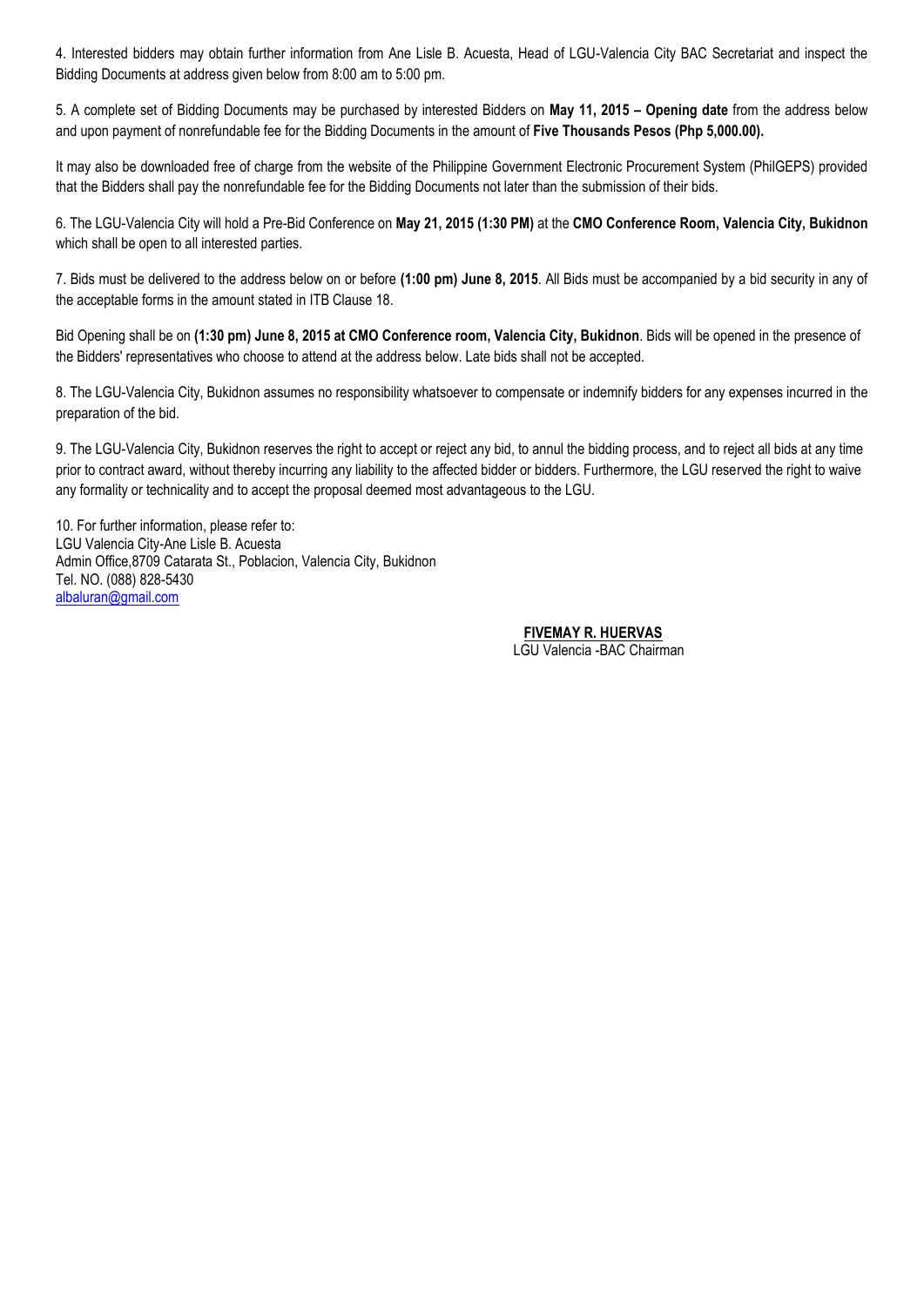4. Interested bidders may obtain further information from Ane Lisle B. Acuesta, Head of LGU-Valencia City BAC Secretariat and inspect the Bidding Documents at address given below from 8:00 am to 5:00 pm.

5. A complete set of Bidding Documents may be purchased by interested Bidders on **May 11, 2015 – Opening date** from the address below and upon payment of nonrefundable fee for the Bidding Documents in the amount of **Five Thousands Pesos (Php 5,000.00).**

It may also be downloaded free of charge from the website of the Philippine Government Electronic Procurement System (PhilGEPS) provided that the Bidders shall pay the nonrefundable fee for the Bidding Documents not later than the submission of their bids.

6. The LGU-Valencia City will hold a Pre-Bid Conference on **May 21, 2015 (1:30 PM)** at the **CMO Conference Room, Valencia City, Bukidnon** which shall be open to all interested parties.

7. Bids must be delivered to the address below on or before **(1:00 pm) June 8, 2015**. All Bids must be accompanied by a bid security in any of the acceptable forms in the amount stated in ITB Clause 18.

Bid Opening shall be on **(1:30 pm) June 8, 2015 at CMO Conference room, Valencia City, Bukidnon**. Bids will be opened in the presence of the Bidders' representatives who choose to attend at the address below. Late bids shall not be accepted.

8. The LGU-Valencia City, Bukidnon assumes no responsibility whatsoever to compensate or indemnify bidders for any expenses incurred in the preparation of the bid.

9. The LGU-Valencia City, Bukidnon reserves the right to accept or reject any bid, to annul the bidding process, and to reject all bids at any time prior to contract award, without thereby incurring any liability to the affected bidder or bidders. Furthermore, the LGU reserved the right to waive any formality or technicality and to accept the proposal deemed most advantageous to the LGU.

10. For further information, please refer to:
LGU Valencia City-Ane Lisle B. Acuesta
Admin Office,8709 Catarata St., Poblacion, Valencia City, Bukidnon
Tel. NO. (088) 828-5430
albaluran@gmail.com

**FIVEMAY R. HUERVAS**
LGU Valencia -BAC Chairman